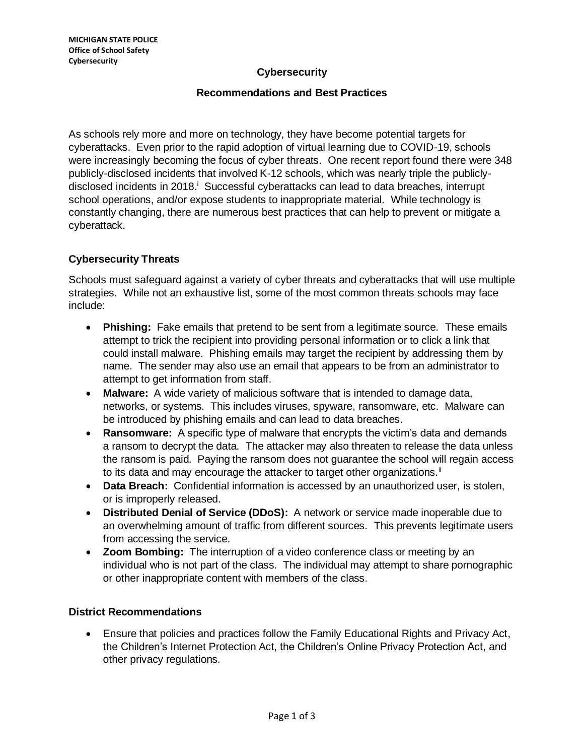**MICHIGAN STATE POLICE**
**Office of School Safety**
**Cybersecurity**

# Cybersecurity

## Recommendations and Best Practices

As schools rely more and more on technology, they have become potential targets for cyberattacks. Even prior to the rapid adoption of virtual learning due to COVID-19, schools were increasingly becoming the focus of cyber threats. One recent report found there were 348 publicly-disclosed incidents that involved K-12 schools, which was nearly triple the publicly-disclosed incidents in 2018.[i] Successful cyberattacks can lead to data breaches, interrupt school operations, and/or expose students to inappropriate material. While technology is constantly changing, there are numerous best practices that can help to prevent or mitigate a cyberattack.

### Cybersecurity Threats

Schools must safeguard against a variety of cyber threats and cyberattacks that will use multiple strategies. While not an exhaustive list, some of the most common threats schools may face include:

- **Phishing:** Fake emails that pretend to be sent from a legitimate source. These emails attempt to trick the recipient into providing personal information or to click a link that could install malware. Phishing emails may target the recipient by addressing them by name. The sender may also use an email that appears to be from an administrator to attempt to get information from staff.
- **Malware:** A wide variety of malicious software that is intended to damage data, networks, or systems. This includes viruses, spyware, ransomware, etc. Malware can be introduced by phishing emails and can lead to data breaches.
- **Ransomware:** A specific type of malware that encrypts the victim's data and demands a ransom to decrypt the data. The attacker may also threaten to release the data unless the ransom is paid. Paying the ransom does not guarantee the school will regain access to its data and may encourage the attacker to target other organizations.[ii]
- **Data Breach:** Confidential information is accessed by an unauthorized user, is stolen, or is improperly released.
- **Distributed Denial of Service (DDoS):** A network or service made inoperable due to an overwhelming amount of traffic from different sources. This prevents legitimate users from accessing the service.
- **Zoom Bombing:** The interruption of a video conference class or meeting by an individual who is not part of the class. The individual may attempt to share pornographic or other inappropriate content with members of the class.

### District Recommendations

- Ensure that policies and practices follow the Family Educational Rights and Privacy Act, the Children's Internet Protection Act, the Children's Online Privacy Protection Act, and other privacy regulations.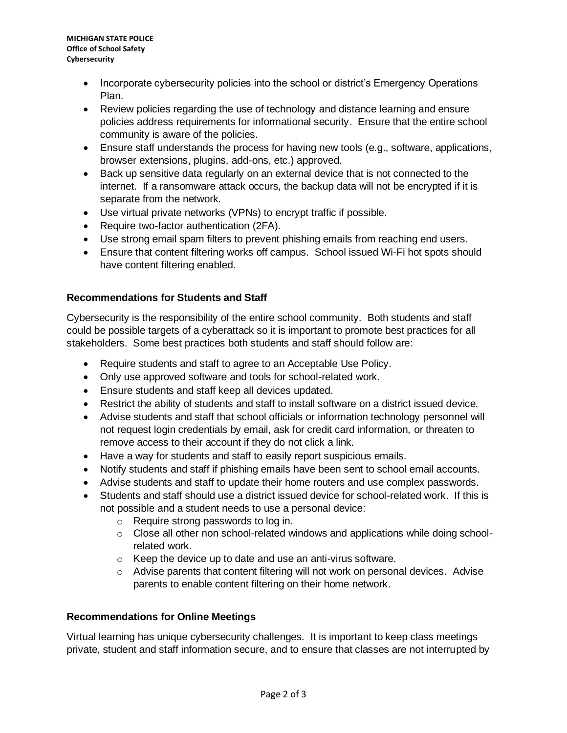- Incorporate cybersecurity policies into the school or district's Emergency Operations Plan.
- Review policies regarding the use of technology and distance learning and ensure policies address requirements for informational security. Ensure that the entire school community is aware of the policies.
- Ensure staff understands the process for having new tools (e.g., software, applications, browser extensions, plugins, add-ons, etc.) approved.
- Back up sensitive data regularly on an external device that is not connected to the internet. If a ransomware attack occurs, the backup data will not be encrypted if it is separate from the network.
- Use virtual private networks (VPNs) to encrypt traffic if possible.
- Require two-factor authentication (2FA).
- Use strong email spam filters to prevent phishing emails from reaching end users.
- Ensure that content filtering works off campus. School issued Wi-Fi hot spots should have content filtering enabled.

### Recommendations for Students and Staff

Cybersecurity is the responsibility of the entire school community. Both students and staff could be possible targets of a cyberattack so it is important to promote best practices for all stakeholders. Some best practices both students and staff should follow are:

- Require students and staff to agree to an Acceptable Use Policy.
- Only use approved software and tools for school-related work.
- Ensure students and staff keep all devices updated.
- Restrict the ability of students and staff to install software on a district issued device.
- Advise students and staff that school officials or information technology personnel will not request login credentials by email, ask for credit card information, or threaten to remove access to their account if they do not click a link.
- Have a way for students and staff to easily report suspicious emails.
- Notify students and staff if phishing emails have been sent to school email accounts.
- Advise students and staff to update their home routers and use complex passwords.
- Students and staff should use a district issued device for school-related work. If this is not possible and a student needs to use a personal device:
    - Require strong passwords to log in.
    - Close all other non school-related windows and applications while doing school-related work.
    - Keep the device up to date and use an anti-virus software.
    - Advise parents that content filtering will not work on personal devices. Advise parents to enable content filtering on their home network.

### Recommendations for Online Meetings

Virtual learning has unique cybersecurity challenges. It is important to keep class meetings private, student and staff information secure, and to ensure that classes are not interrupted by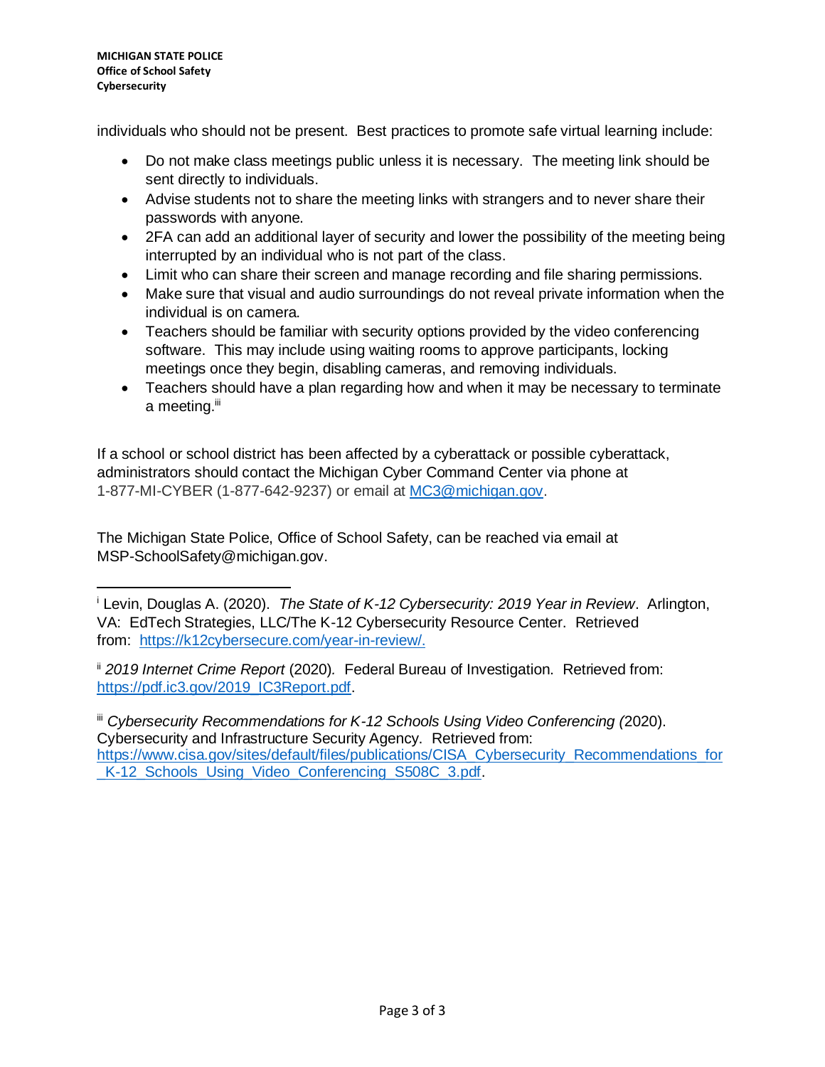individuals who should not be present. Best practices to promote safe virtual learning include:

- Do not make class meetings public unless it is necessary. The meeting link should be sent directly to individuals.
- Advise students not to share the meeting links with strangers and to never share their passwords with anyone.
- 2FA can add an additional layer of security and lower the possibility of the meeting being interrupted by an individual who is not part of the class.
- Limit who can share their screen and manage recording and file sharing permissions.
- Make sure that visual and audio surroundings do not reveal private information when the individual is on camera.
- Teachers should be familiar with security options provided by the video conferencing software. This may include using waiting rooms to approve participants, locking meetings once they begin, disabling cameras, and removing individuals.
- Teachers should have a plan regarding how and when it may be necessary to terminate a meeting.[iii]

If a school or school district has been affected by a cyberattack or possible cyberattack, administrators should contact the Michigan Cyber Command Center via phone at 1-877-MI-CYBER (1-877-642-9237) or email at MC3@michigan.gov.

The Michigan State Police, Office of School Safety, can be reached via email at MSP-SchoolSafety@michigan.gov.

---

[i] Levin, Douglas A. (2020). *The State of K-12 Cybersecurity: 2019 Year in Review*. Arlington, VA: EdTech Strategies, LLC/The K-12 Cybersecurity Resource Center. Retrieved from: https://k12cybersecure.com/year-in-review/.

[ii] *2019 Internet Crime Report* (2020). Federal Bureau of Investigation. Retrieved from: https://pdf.ic3.gov/2019_IC3Report.pdf.

[iii] *Cybersecurity Recommendations for K-12 Schools Using Video Conferencing (*2020). Cybersecurity and Infrastructure Security Agency. Retrieved from: https://www.cisa.gov/sites/default/files/publications/CISA_Cybersecurity_Recommendations_for_K-12_Schools_Using_Video_Conferencing_S508C_3.pdf.